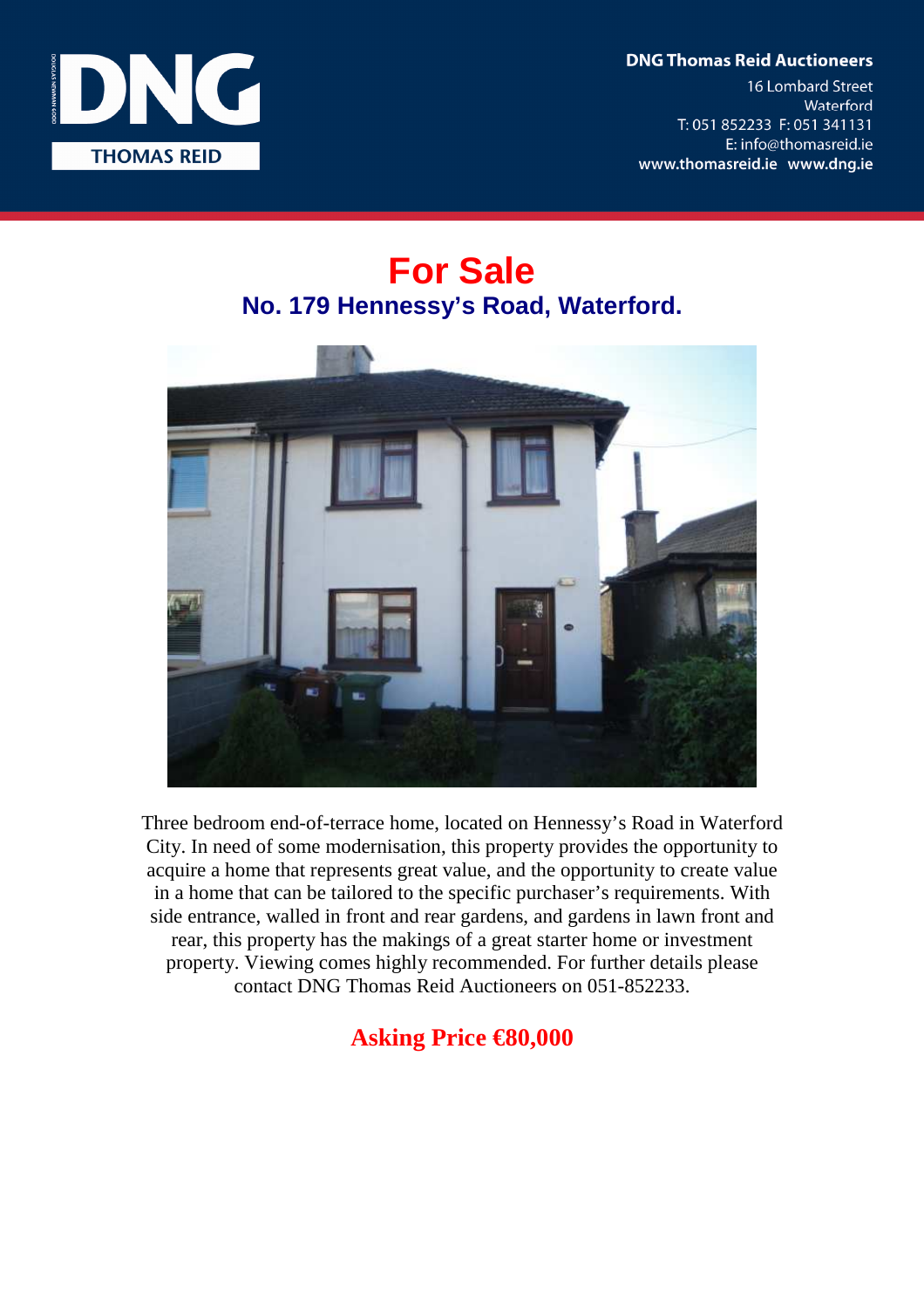DNG Thomas Reid Auctioneers
16 Lombard Street
Waterford
T: 051 852233 F: 051 341131
E: info@thomasreid.ie
www.thomasreid.ie www.dng.ie

# For Sale

## No. 179 Hennessy's Road, Waterford.

Three bedroom end-of-terrace home, located on Hennessy's Road in Waterford City. In need of some modernisation, this property provides the opportunity to acquire a home that represents great value, and the opportunity to create value in a home that can be tailored to the specific purchaser's requirements. With side entrance, walled in front and rear gardens, and gardens in lawn front and rear, this property has the makings of a great starter home or investment property. Viewing comes highly recommended. For further details please contact DNG Thomas Reid Auctioneers on 051-852233.

**Asking Price €80,000**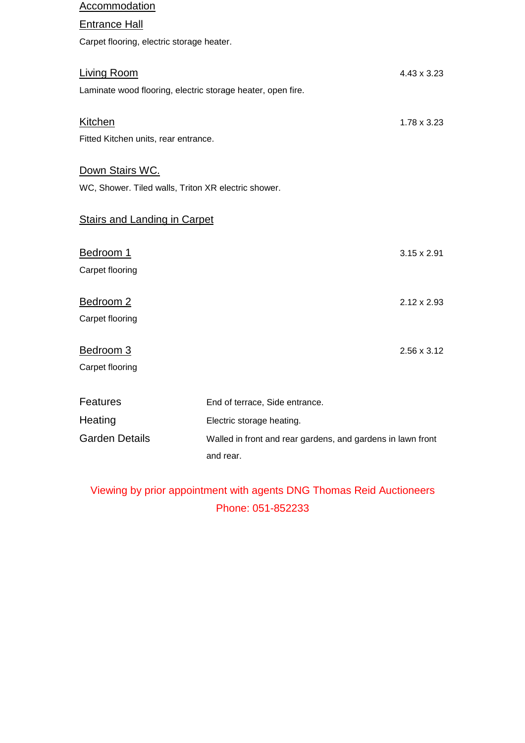## Accommodation

### Entrance Hall

Carpet flooring, electric storage heater.

### Living Room

4.43 x 3.23

Laminate wood flooring, electric storage heater, open fire.

### Kitchen

1.78 x 3.23

Fitted Kitchen units, rear entrance.

### Down Stairs WC.

WC, Shower. Tiled walls, Triton XR electric shower.

### Stairs and Landing in Carpet

### Bedroom 1

3.15 x 2.91

Carpet flooring

### Bedroom 2

2.12 x 2.93

Carpet flooring

### Bedroom 3

2.56 x 3.12

Carpet flooring

| | |
|---|---|
| Features | End of terrace, Side entrance. |
| Heating | Electric storage heating. |
| Garden Details | Walled in front and rear gardens, and gardens in lawn front and rear. |

Viewing by prior appointment with agents DNG Thomas Reid Auctioneers

Phone: 051-852233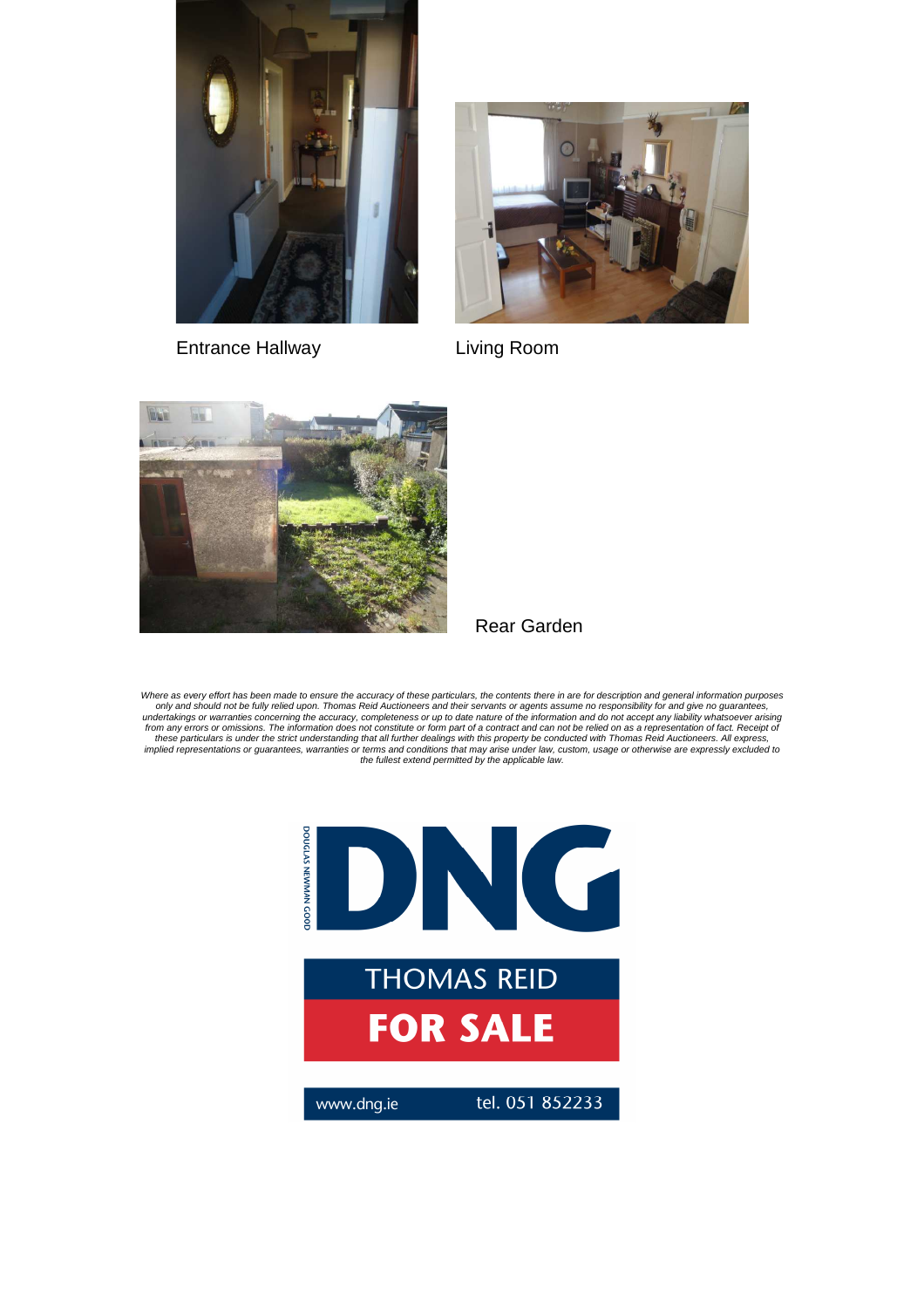Entrance Hallway

Living Room

Rear Garden

*Where as every effort has been made to ensure the accuracy of these particulars, the contents there in are for description and general information purposes only and should not be fully relied upon. Thomas Reid Auctioneers and their servants or agents assume no responsibility for and give no guarantees, undertakings or warranties concerning the accuracy, completeness or up to date nature of the information and do not accept any liability whatsoever arising from any errors or omissions. The information does not constitute or form part of a contract and can not be relied on as a representation of fact. Receipt of these particulars is under the strict understanding that all further dealings with this property be conducted with Thomas Reid Auctioneers. All express, implied representations or guarantees, warranties or terms and conditions that may arise under law, custom, usage or otherwise are expressly excluded to the fullest extend permitted by the applicable law.*

DOUGLAS NEWMAN GOOD

DNG

THOMAS REID

FOR SALE

www.dng.ie tel. 051 852233